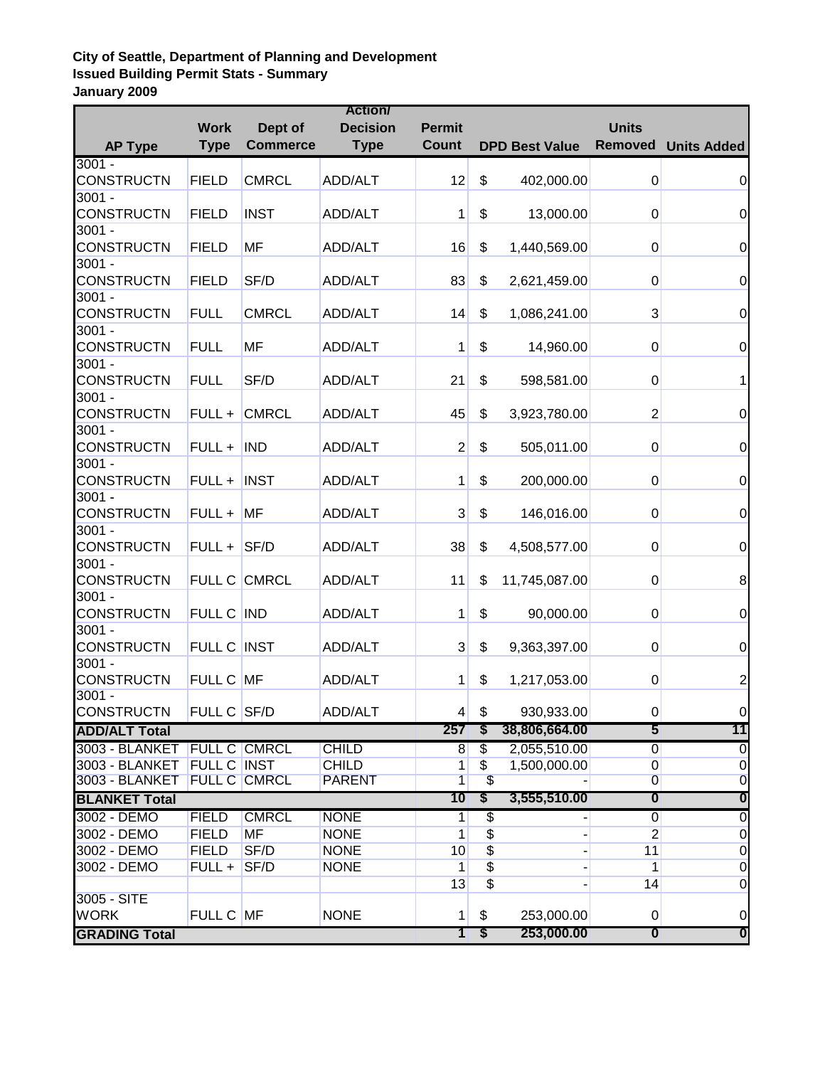**City of Seattle, Department of Planning and Development**
**Issued Building Permit Stats - Summary**
**January 2009**

| AP Type | Work Type | Dept of Commerce | Action/ Decision Type | Permit Count | DPD Best Value | Units Removed | Units Added |
|---|---|---|---|---|---|---|---|
| 3001 - CONSTRUCTN | FIELD | CMRCL | ADD/ALT | 12 | $ 402,000.00 | 0 | 0 |
| 3001 - CONSTRUCTN | FIELD | INST | ADD/ALT | 1 | $ 13,000.00 | 0 | 0 |
| 3001 - CONSTRUCTN | FIELD | MF | ADD/ALT | 16 | $ 1,440,569.00 | 0 | 0 |
| 3001 - CONSTRUCTN | FIELD | SF/D | ADD/ALT | 83 | $ 2,621,459.00 | 0 | 0 |
| 3001 - CONSTRUCTN | FULL | CMRCL | ADD/ALT | 14 | $ 1,086,241.00 | 3 | 0 |
| 3001 - CONSTRUCTN | FULL | MF | ADD/ALT | 1 | $ 14,960.00 | 0 | 0 |
| 3001 - CONSTRUCTN | FULL | SF/D | ADD/ALT | 21 | $ 598,581.00 | 0 | 1 |
| 3001 - CONSTRUCTN | FULL + | CMRCL | ADD/ALT | 45 | $ 3,923,780.00 | 2 | 0 |
| 3001 - CONSTRUCTN | FULL + | IND | ADD/ALT | 2 | $ 505,011.00 | 0 | 0 |
| 3001 - CONSTRUCTN | FULL + | INST | ADD/ALT | 1 | $ 200,000.00 | 0 | 0 |
| 3001 - CONSTRUCTN | FULL + | MF | ADD/ALT | 3 | $ 146,016.00 | 0 | 0 |
| 3001 - CONSTRUCTN | FULL + | SF/D | ADD/ALT | 38 | $ 4,508,577.00 | 0 | 0 |
| 3001 - CONSTRUCTN | FULL C | CMRCL | ADD/ALT | 11 | $ 11,745,087.00 | 0 | 8 |
| 3001 - CONSTRUCTN | FULL C | IND | ADD/ALT | 1 | $ 90,000.00 | 0 | 0 |
| 3001 - CONSTRUCTN | FULL C | INST | ADD/ALT | 3 | $ 9,363,397.00 | 0 | 0 |
| 3001 - CONSTRUCTN | FULL C | MF | ADD/ALT | 1 | $ 1,217,053.00 | 0 | 2 |
| 3001 - CONSTRUCTN | FULL C | SF/D | ADD/ALT | 4 | $ 930,933.00 | 0 | 0 |
| **ADD/ALT Total** | | | | **257** | **$ 38,806,664.00** | **5** | **11** |
| 3003 - BLANKET | FULL C | CMRCL | CHILD | 8 | $ 2,055,510.00 | 0 | 0 |
| 3003 - BLANKET | FULL C | INST | CHILD | 1 | $ 1,500,000.00 | 0 | 0 |
| 3003 - BLANKET | FULL C | CMRCL | PARENT | 1 | $ - | 0 | 0 |
| **BLANKET Total** | | | | **10** | **$ 3,555,510.00** | **0** | **0** |
| 3002 - DEMO | FIELD | CMRCL | NONE | 1 | $ - | 0 | 0 |
| 3002 - DEMO | FIELD | MF | NONE | 1 | $ - | 2 | 0 |
| 3002 - DEMO | FIELD | SF/D | NONE | 10 | $ - | 11 | 0 |
| 3002 - DEMO | FULL + | SF/D | NONE | 1 | $ - | 1 | 0 |
| | | | | 13 | $ - | 14 | 0 |
| 3005 - SITE WORK | FULL C | MF | NONE | 1 | $ 253,000.00 | 0 | 0 |
| **GRADING Total** | | | | **1** | **$ 253,000.00** | **0** | **0** |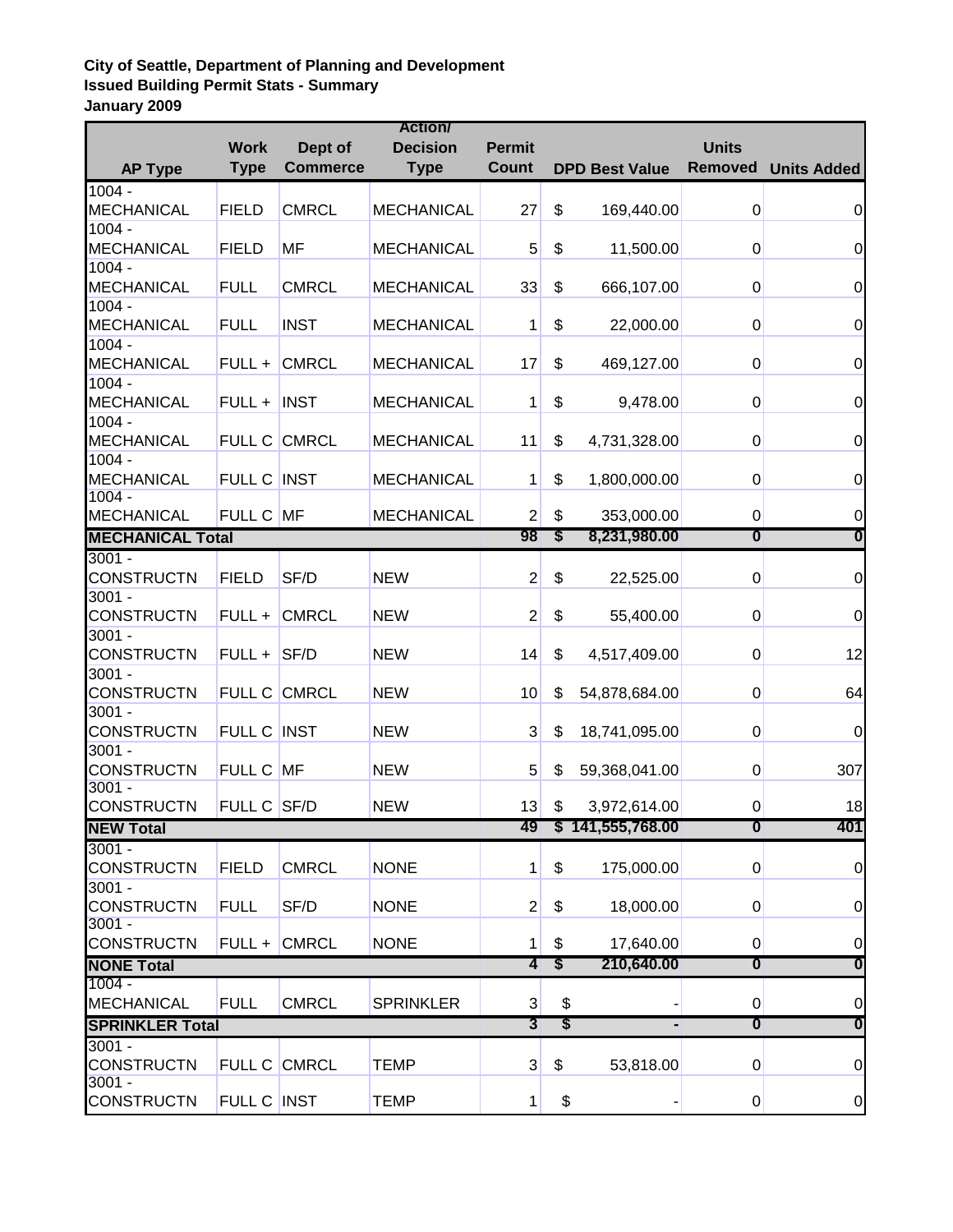**City of Seattle, Department of Planning and Development**
**Issued Building Permit Stats - Summary**
**January 2009**

| AP Type | Work Type | Dept of Commerce | Action/ Decision Type | Permit Count | DPD Best Value | Units Removed | Units Added |
|---|---|---|---|---|---|---|---|
| 1004 - MECHANICAL | FIELD | CMRCL | MECHANICAL | 27 | $ 169,440.00 | 0 | 0 |
| 1004 - MECHANICAL | FIELD | MF | MECHANICAL | 5 | $ 11,500.00 | 0 | 0 |
| 1004 - MECHANICAL | FULL | CMRCL | MECHANICAL | 33 | $ 666,107.00 | 0 | 0 |
| 1004 - MECHANICAL | FULL | INST | MECHANICAL | 1 | $ 22,000.00 | 0 | 0 |
| 1004 - MECHANICAL | FULL + | CMRCL | MECHANICAL | 17 | $ 469,127.00 | 0 | 0 |
| 1004 - MECHANICAL | FULL + | INST | MECHANICAL | 1 | $ 9,478.00 | 0 | 0 |
| 1004 - MECHANICAL | FULL C | CMRCL | MECHANICAL | 11 | $ 4,731,328.00 | 0 | 0 |
| 1004 - MECHANICAL | FULL C | INST | MECHANICAL | 1 | $ 1,800,000.00 | 0 | 0 |
| 1004 - MECHANICAL | FULL C | MF | MECHANICAL | 2 | $ 353,000.00 | 0 | 0 |
| **MECHANICAL Total** | | | | **98** | **$ 8,231,980.00** | **0** | **0** |
| 3001 - CONSTRUCTN | FIELD | SF/D | NEW | 2 | $ 22,525.00 | 0 | 0 |
| 3001 - CONSTRUCTN | FULL + | CMRCL | NEW | 2 | $ 55,400.00 | 0 | 0 |
| 3001 - CONSTRUCTN | FULL + | SF/D | NEW | 14 | $ 4,517,409.00 | 0 | 12 |
| 3001 - CONSTRUCTN | FULL C | CMRCL | NEW | 10 | $ 54,878,684.00 | 0 | 64 |
| 3001 - CONSTRUCTN | FULL C | INST | NEW | 3 | $ 18,741,095.00 | 0 | 0 |
| 3001 - CONSTRUCTN | FULL C | MF | NEW | 5 | $ 59,368,041.00 | 0 | 307 |
| 3001 - CONSTRUCTN | FULL C | SF/D | NEW | 13 | $ 3,972,614.00 | 0 | 18 |
| **NEW Total** | | | | **49** | **$ 141,555,768.00** | **0** | **401** |
| 3001 - CONSTRUCTN | FIELD | CMRCL | NONE | 1 | $ 175,000.00 | 0 | 0 |
| 3001 - CONSTRUCTN | FULL | SF/D | NONE | 2 | $ 18,000.00 | 0 | 0 |
| 3001 - CONSTRUCTN | FULL + | CMRCL | NONE | 1 | $ 17,640.00 | 0 | 0 |
| **NONE Total** | | | | **4** | **$ 210,640.00** | **0** | **0** |
| 1004 - MECHANICAL | FULL | CMRCL | SPRINKLER | 3 | $ - | 0 | 0 |
| **SPRINKLER Total** | | | | **3** | **$ -** | **0** | **0** |
| 3001 - CONSTRUCTN | FULL C | CMRCL | TEMP | 3 | $ 53,818.00 | 0 | 0 |
| 3001 - CONSTRUCTN | FULL C | INST | TEMP | 1 | $ - | 0 | 0 |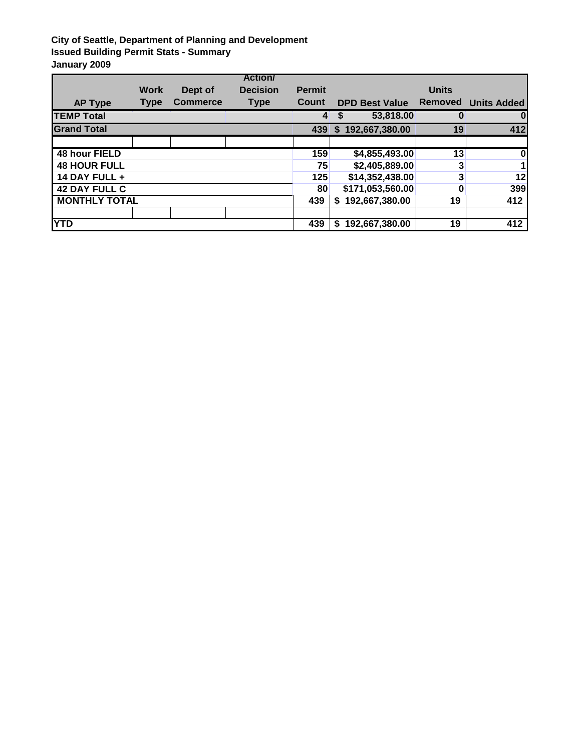**City of Seattle, Department of Planning and Development**
**Issued Building Permit Stats - Summary**
**January 2009**

| AP Type | Work Type | Dept of Commerce | Action/ Decision Type | Permit Count | DPD Best Value | Units Removed | Units Added |
|---|---|---|---|---|---|---|---|
| TEMP Total | | | | 4 | $ 53,818.00 | 0 | 0 |
| Grand Total | | | | 439 | $ 192,667,380.00 | 19 | 412 |
| | | | | | | | |
| 48 hour FIELD | | | | 159 | $4,855,493.00 | 13 | 0 |
| 48 HOUR FULL | | | | 75 | $2,405,889.00 | 3 | 1 |
| 14 DAY FULL + | | | | 125 | $14,352,438.00 | 3 | 12 |
| 42 DAY FULL C | | | | 80 | $171,053,560.00 | 0 | 399 |
| MONTHLY TOTAL | | | | 439 | $ 192,667,380.00 | 19 | 412 |
| | | | | | | | |
| YTD | | | | 439 | $ 192,667,380.00 | 19 | 412 |